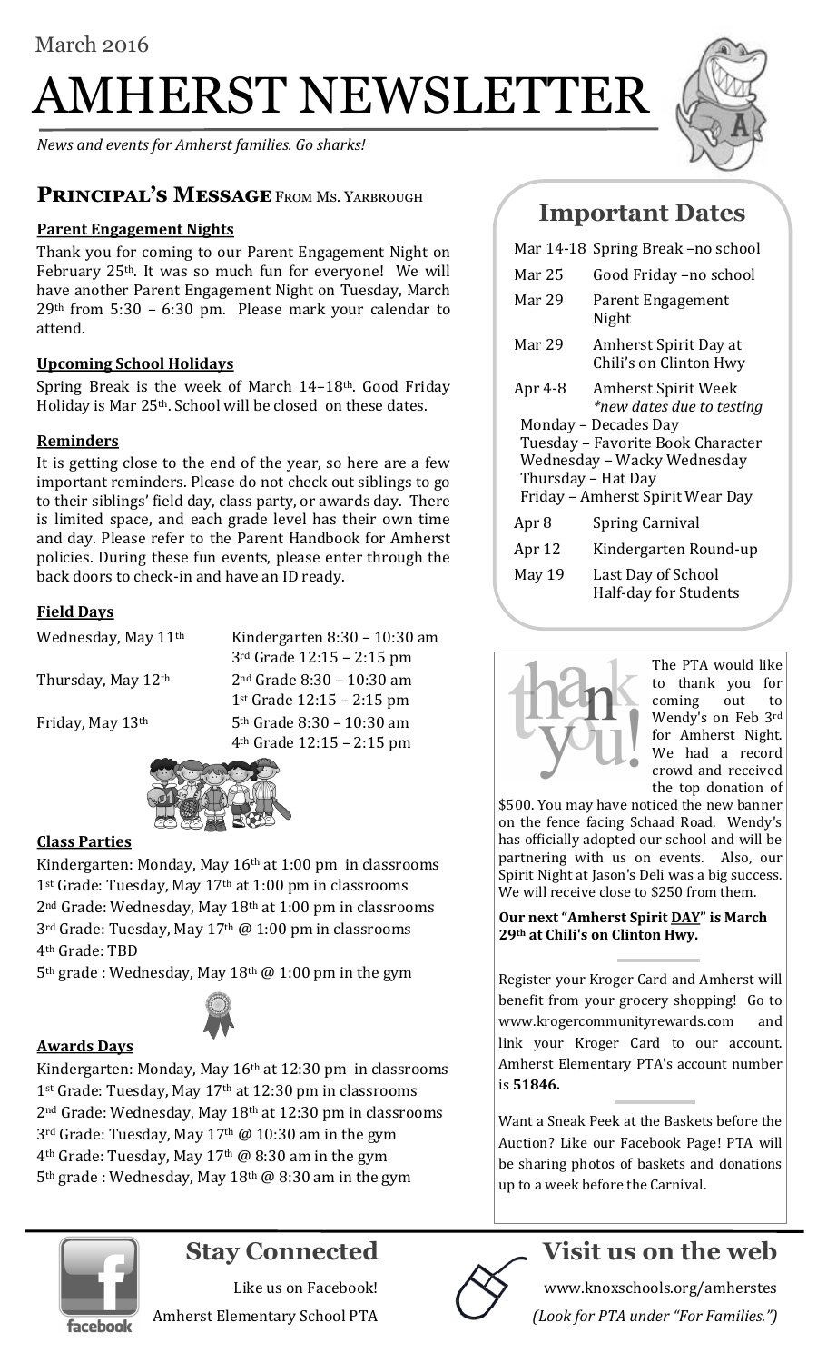March 2016

# AMHERST NEWSLETTER

*News and events for Amherst families. Go sharks!*

## Principal's Message From Ms. Yarbrough

### Parent Engagement Nights

Thank you for coming to our Parent Engagement Night on February 25th. It was so much fun for everyone! We will have another Parent Engagement Night on Tuesday, March 29th from 5:30 – 6:30 pm. Please mark your calendar to attend.

### Upcoming School Holidays

Spring Break is the week of March 14–18th. Good Friday Holiday is Mar 25th. School will be closed on these dates.

### Reminders

It is getting close to the end of the year, so here are a few important reminders. Please do not check out siblings to go to their siblings' field day, class party, or awards day. There is limited space, and each grade level has their own time and day. Please refer to the Parent Handbook for Amherst policies. During these fun events, please enter through the back doors to check-in and have an ID ready.

### Field Days

Wednesday, May 11th
- Kindergarten 8:30 – 10:30 am
- 3rd Grade 12:15 – 2:15 pm

Thursday, May 12th
- 2nd Grade 8:30 – 10:30 am
- 1st Grade 12:15 – 2:15 pm

Friday, May 13th
- 5th Grade 8:30 – 10:30 am
- 4th Grade 12:15 – 2:15 pm

### Class Parties

Kindergarten: Monday, May 16th at 1:00 pm in classrooms
1st Grade: Tuesday, May 17th at 1:00 pm in classrooms
2nd Grade: Wednesday, May 18th at 1:00 pm in classrooms
3rd Grade: Tuesday, May 17th @ 1:00 pm in classrooms
4th Grade: TBD
5th grade : Wednesday, May 18th @ 1:00 pm in the gym

### Awards Days

Kindergarten: Monday, May 16th at 12:30 pm in classrooms
1st Grade: Tuesday, May 17th at 12:30 pm in classrooms
2nd Grade: Wednesday, May 18th at 12:30 pm in classrooms
3rd Grade: Tuesday, May 17th @ 10:30 am in the gym
4th Grade: Tuesday, May 17th @ 8:30 am in the gym
5th grade : Wednesday, May 18th @ 8:30 am in the gym

## Important Dates

| | |
|---|---|
| Mar 14-18 | Spring Break –no school |
| Mar 25 | Good Friday –no school |
| Mar 29 | Parent Engagement Night |
| Mar 29 | Amherst Spirit Day at Chili's on Clinton Hwy |
| Apr 4-8 | Amherst Spirit Week *\*new dates due to testing* |

Monday – Decades Day
Tuesday – Favorite Book Character
Wednesday – Wacky Wednesday
Thursday – Hat Day
Friday – Amherst Spirit Wear Day

| | |
|---|---|
| Apr 8 | Spring Carnival |
| Apr 12 | Kindergarten Round-up |
| May 19 | Last Day of School Half-day for Students |

thank you!

The PTA would like to thank you for coming out to Wendy's on Feb 3rd for Amherst Night. We had a record crowd and received the top donation of $500. You may have noticed the new banner on the fence facing Schaad Road. Wendy's has officially adopted our school and will be partnering with us on events. Also, our Spirit Night at Jason's Deli was a big success. We will receive close to $250 from them.

**Our next "Amherst Spirit DAY" is March 29th at Chili's on Clinton Hwy.**

Register your Kroger Card and Amherst will benefit from your grocery shopping! Go to www.krogercommunityrewards.com and link your Kroger Card to our account. Amherst Elementary PTA's account number is **51846.**

Want a Sneak Peek at the Baskets before the Auction? Like our Facebook Page! PTA will be sharing photos of baskets and donations up to a week before the Carnival.

## Stay Connected

Like us on Facebook!
Amherst Elementary School PTA

## Visit us on the web

www.knoxschools.org/amherstes
*(Look for PTA under "For Families.")*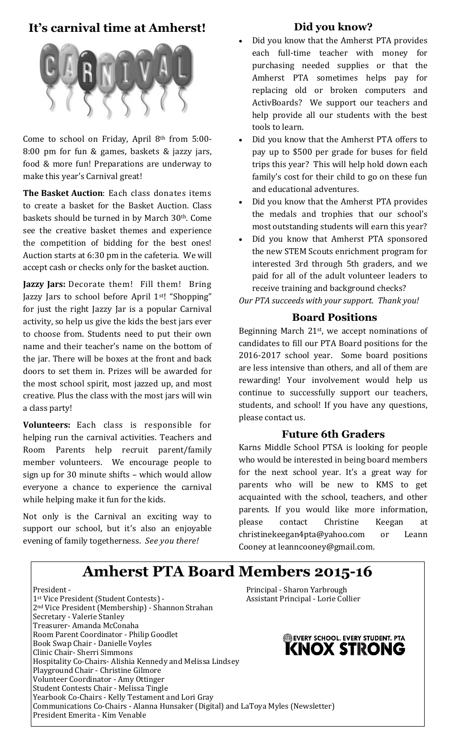## It's carnival time at Amherst!

Come to school on Friday, April 8th from 5:00-8:00 pm for fun & games, baskets & jazzy jars, food & more fun! Preparations are underway to make this year's Carnival great!

**The Basket Auction**: Each class donates items to create a basket for the Basket Auction. Class baskets should be turned in by March 30th. Come see the creative basket themes and experience the competition of bidding for the best ones! Auction starts at 6:30 pm in the cafeteria. We will accept cash or checks only for the basket auction.

**Jazzy Jars:** Decorate them! Fill them! Bring Jazzy Jars to school before April 1st! "Shopping" for just the right Jazzy Jar is a popular Carnival activity, so help us give the kids the best jars ever to choose from. Students need to put their own name and their teacher's name on the bottom of the jar. There will be boxes at the front and back doors to set them in. Prizes will be awarded for the most school spirit, most jazzed up, and most creative. Plus the class with the most jars will win a class party!

**Volunteers:** Each class is responsible for helping run the carnival activities. Teachers and Room Parents help recruit parent/family member volunteers. We encourage people to sign up for 30 minute shifts – which would allow everyone a chance to experience the carnival while helping make it fun for the kids.

Not only is the Carnival an exciting way to support our school, but it's also an enjoyable evening of family togetherness. *See you there!*

## Did you know?

- Did you know that the Amherst PTA provides each full-time teacher with money for purchasing needed supplies or that the Amherst PTA sometimes helps pay for replacing old or broken computers and ActivBoards? We support our teachers and help provide all our students with the best tools to learn.
- Did you know that the Amherst PTA offers to pay up to $500 per grade for buses for field trips this year? This will help hold down each family's cost for their child to go on these fun and educational adventures.
- Did you know that the Amherst PTA provides the medals and trophies that our school's most outstanding students will earn this year?
- Did you know that Amherst PTA sponsored the new STEM Scouts enrichment program for interested 3rd through 5th graders, and we paid for all of the adult volunteer leaders to receive training and background checks?

*Our PTA succeeds with your support. Thank you!*

## Board Positions

Beginning March 21st, we accept nominations of candidates to fill our PTA Board positions for the 2016-2017 school year. Some board positions are less intensive than others, and all of them are rewarding! Your involvement would help us continue to successfully support our teachers, students, and school! If you have any questions, please contact us.

## Future 6th Graders

Karns Middle School PTSA is looking for people who would be interested in being board members for the next school year. It's a great way for parents who will be new to KMS to get acquainted with the school, teachers, and other parents. If you would like more information, please contact Christine Keegan at christinekeegan4pta@yahoo.com or Leann Cooney at leanncooney@gmail.com.

## Amherst PTA Board Members 2015-16

President -
1st Vice President (Student Contests) -
2nd Vice President (Membership) - Shannon Strahan
Secretary - Valerie Stanley
Treasurer- Amanda McConaha
Room Parent Coordinator - Philip Goodlet
Book Swap Chair - Christine Voyles
Clinic Chair- Sherri Simmons
Hospitality Co-Chairs- Alishia Kennedy and Melissa Lindsey
Playground Chair - Christine Gilmore
Volunteer Coordinator - Amy Ottinger
Student Contests Chair - Melissa Tingle
Yearbook Co-Chairs - Kelly Testament and Lori Gray
Communications Co-Chairs - Alanna Hunsaker (Digital) and LaToya Myles (Newsletter)
President Emerita - Kim Venable

Principal - Sharon Yarbrough
Assistant Principal - Lorie Collier

EVERY SCHOOL. EVERY STUDENT. PTA
KNOX STRONG